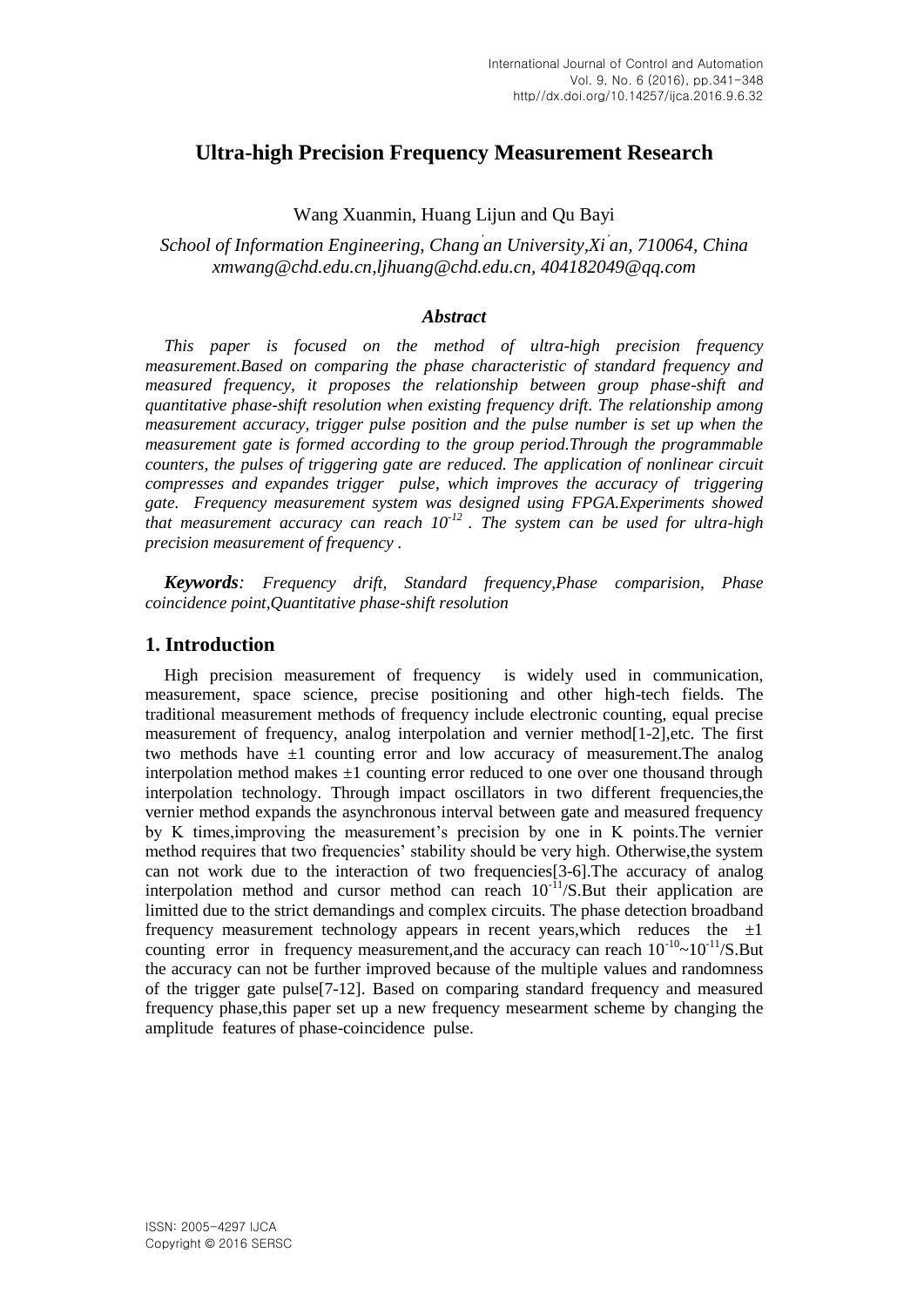# Ultra-high Precision Frequency Measurement Research

Wang Xuanmin, Huang Lijun and Qu Bayi

*School of Information Engineering, Chang'an University,Xi'an, 710064, China*
*xmwang@chd.edu.cn,ljhuang@chd.edu.cn, 404182049@qq.com*

### *Abstract*

*This paper is focused on the method of ultra-high precision frequency measurement.Based on comparing the phase characteristic of standard frequency and measured frequency, it proposes the relationship between group phase-shift and quantitative phase-shift resolution when existing frequency drift. The relationship among measurement accuracy, trigger pulse position and the pulse number is set up when the measurement gate is formed according to the group period.Through the programmable counters, the pulses of triggering gate are reduced. The application of nonlinear circuit compresses and expandes trigger pulse, which improves the accuracy of triggering gate. Frequency measurement system was designed using FPGA.Experiments showed that measurement accuracy can reach $10^{-12}$ . The system can be used for ultra-high precision measurement of frequency .*

***Keywords**: Frequency drift, Standard frequency,Phase comparision, Phase coincidence point,Quantitative phase-shift resolution*

## 1. Introduction

High precision measurement of frequency is widely used in communication, measurement, space science, precise positioning and other high-tech fields. The traditional measurement methods of frequency include electronic counting, equal precise measurement of frequency, analog interpolation and vernier method[1-2],etc. The first two methods have ±1 counting error and low accuracy of measurement.The analog interpolation method makes ±1 counting error reduced to one over one thousand through interpolation technology. Through impact oscillators in two different frequencies,the vernier method expands the asynchronous interval between gate and measured frequency by K times,improving the measurement's precision by one in K points.The vernier method requires that two frequencies' stability should be very high. Otherwise,the system can not work due to the interaction of two frequencies[3-6].The accuracy of analog interpolation method and cursor method can reach $10^{-11}$/S.But their application are limitted due to the strict demandings and complex circuits. The phase detection broadband frequency measurement technology appears in recent years,which reduces the ±1 counting error in frequency measurement,and the accuracy can reach $10^{-10}$~$10^{-11}$/S.But the accuracy can not be further improved because of the multiple values and randomness of the trigger gate pulse[7-12]. Based on comparing standard frequency and measured frequency phase,this paper set up a new frequency mesearment scheme by changing the amplitude features of phase-coincidence pulse.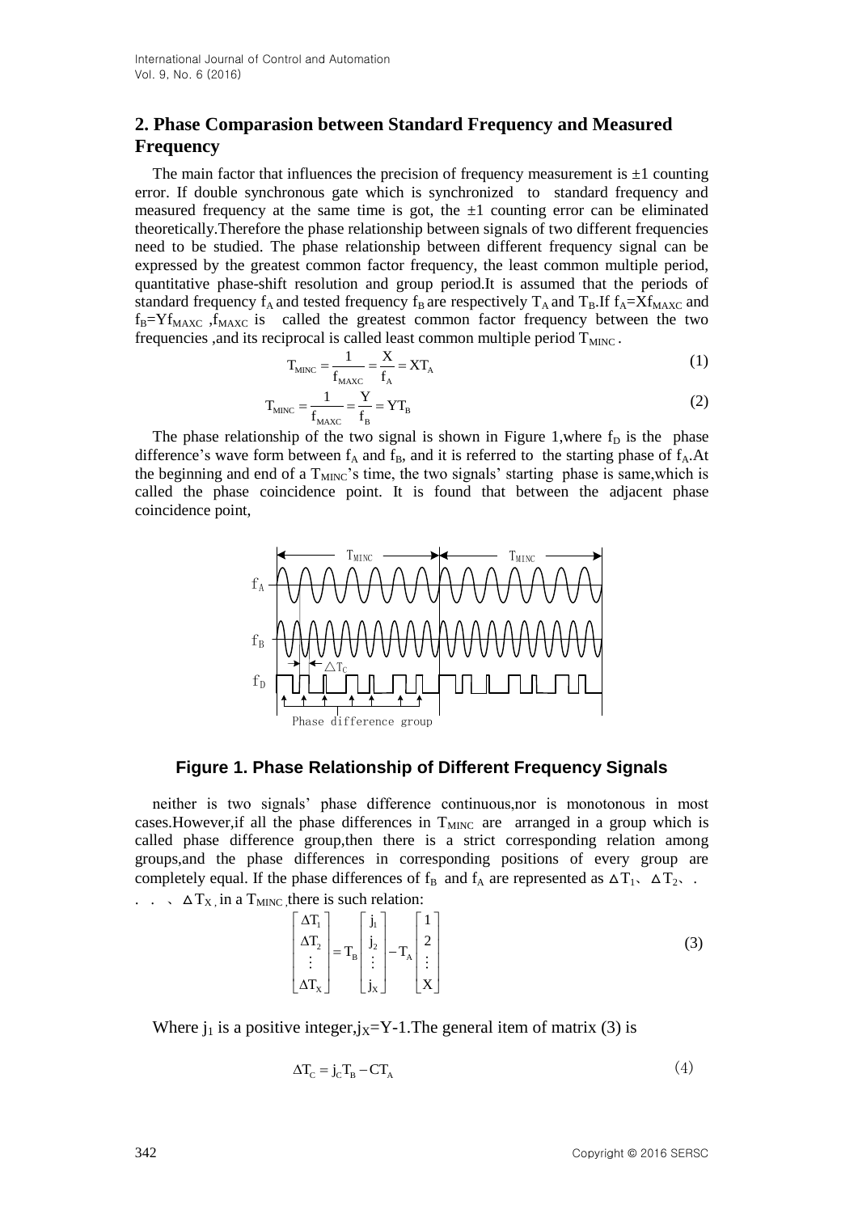## 2. Phase Comparasion between Standard Frequency and Measured Frequency

The main factor that influences the precision of frequency measurement is ±1 counting error. If double synchronous gate which is synchronized to standard frequency and measured frequency at the same time is got, the ±1 counting error can be eliminated theoretically.Therefore the phase relationship between signals of two different frequencies need to be studied. The phase relationship between different frequency signal can be expressed by the greatest common factor frequency, the least common multiple period, quantitative phase-shift resolution and group period.It is assumed that the periods of standard frequency $f_A$ and tested frequency $f_B$ are respectively $T_A$ and $T_B$.If $f_A=Xf_{MAXC}$ and $f_B=Yf_{MAXC}$ ,$f_{MAXC}$ is called the greatest common factor frequency between the two frequencies ,and its reciprocal is called least common multiple period $T_{MINC}$ .

$$T_{MINC} = \frac{1}{f_{MAXC}} = \frac{X}{f_A} = XT_A \tag{1}$$

$$T_{MINC} = \frac{1}{f_{MAXC}} = \frac{Y}{f_B} = YT_B \tag{2}$$

The phase relationship of the two signal is shown in Figure 1,where $f_D$ is the phase difference's wave form between $f_A$ and $f_B$, and it is referred to the starting phase of $f_A$.At the beginning and end of a $T_{MINC}$'s time, the two signals' starting phase is same,which is called the phase coincidence point. It is found that between the adjacent phase coincidence point,

**Figure 1. Phase Relationship of Different Frequency Signals**

neither is two signals' phase difference continuous,nor is monotonous in most cases.However,if all the phase differences in $T_{MINC}$ are arranged in a group which is called phase difference group,then there is a strict corresponding relation among groups,and the phase differences in corresponding positions of every group are completely equal. If the phase differences of $f_B$ and $f_A$ are represented as $\Delta T_1$、$\Delta T_2$、. . . 、$\Delta T_X$ , in a $T_{MINC}$ ,there is such relation:

$$\begin{bmatrix} \Delta T_1 \\ \Delta T_2 \\ \vdots \\ \Delta T_X \end{bmatrix} = T_B \begin{bmatrix} j_1 \\ j_2 \\ \vdots \\ j_X \end{bmatrix} - T_A \begin{bmatrix} 1 \\ 2 \\ \vdots \\ X \end{bmatrix} \tag{3}$$

Where $j_1$ is a positive integer,$j_X$=Y-1.The general item of matrix (3) is

$$\Delta T_C = j_C T_B - CT_A \tag{4}$$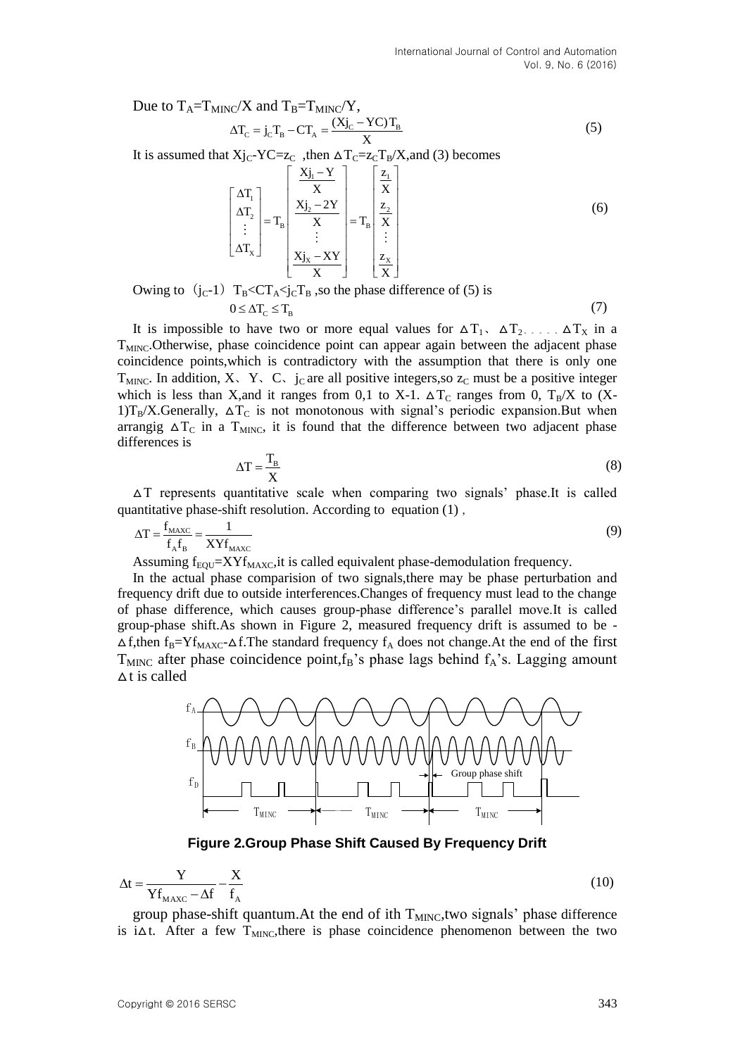Due to $T_A=T_{MINC}/X$ and $T_B=T_{MINC}/Y$,

$$\Delta T_C = j_C T_B - C T_A = \frac{(Xj_C - YC)T_B}{X} \tag{5}$$

It is assumed that $Xj_C-YC=z_C$ ,then $\Delta T_C=z_C T_B/X$,and (3) becomes

$$\begin{bmatrix} \Delta T_1 \\ \Delta T_2 \\ \vdots \\ \Delta T_X \end{bmatrix} = T_B \begin{bmatrix} \frac{Xj_1 - Y}{X} \\ \frac{Xj_2 - 2Y}{X} \\ \vdots \\ \frac{Xj_X - XY}{X} \end{bmatrix} = T_B \begin{bmatrix} \frac{z_1}{X} \\ \frac{z_2}{X} \\ \vdots \\ \frac{z_X}{X} \end{bmatrix} \tag{6}$$

Owing to $(j_C-1)T_B<CT_A<j_C T_B$ ,so the phase difference of (5) is

$$0 \le \Delta T_C \le T_B \tag{7}$$

It is impossible to have two or more equal values for $\Delta T_1$、$\Delta T_2$、. . . . 、$\Delta T_X$ in a $T_{MINC}$.Otherwise, phase coincidence point can appear again between the adjacent phase coincidence points,which is contradictory with the assumption that there is only one $T_{MINC}$. In addition, X、Y、C、$j_C$ are all positive integers,so $z_C$ must be a positive integer which is less than X,and it ranges from 0,1 to X-1. $\Delta T_C$ ranges from 0, $T_B/X$ to $(X-1)T_B/X$.Generally, $\Delta T_C$ is not monotonous with signal's periodic expansion.But when arrangig $\Delta T_C$ in a $T_{MINC}$, it is found that the difference between two adjacent phase differences is

$$\Delta T = \frac{T_B}{X} \tag{8}$$

$\Delta T$ represents quantitative scale when comparing two signals' phase.It is called quantitative phase-shift resolution. According to equation (1) ,

$$\Delta T = \frac{f_{MAXC}}{f_A f_B} = \frac{1}{XYf_{MAXC}} \tag{9}$$

Assuming $f_{EQU}=XYf_{MAXC}$,it is called equivalent phase-demodulation frequency.

In the actual phase comparision of two signals,there may be phase perturbation and frequency drift due to outside interferences.Changes of frequency must lead to the change of phase difference, which causes group-phase difference's parallel move.It is called group-phase shift.As shown in Figure 2, measured frequency drift is assumed to be $-\Delta f$,then $f_B=Yf_{MAXC}-\Delta f$.The standard frequency $f_A$ does not change.At the end of the first $T_{MINC}$ after phase coincidence point,$f_B$'s phase lags behind $f_A$'s. Lagging amount $\Delta t$ is called

**Figure 2.Group Phase Shift Caused By Frequency Drift**

$$\Delta t = \frac{Y}{Yf_{MAXC} - \Delta f} - \frac{X}{f_A} \tag{10}$$

group phase-shift quantum.At the end of ith $T_{MINC}$,two signals' phase difference is $i\Delta t$. After a few $T_{MINC}$,there is phase coincidence phenomenon between the two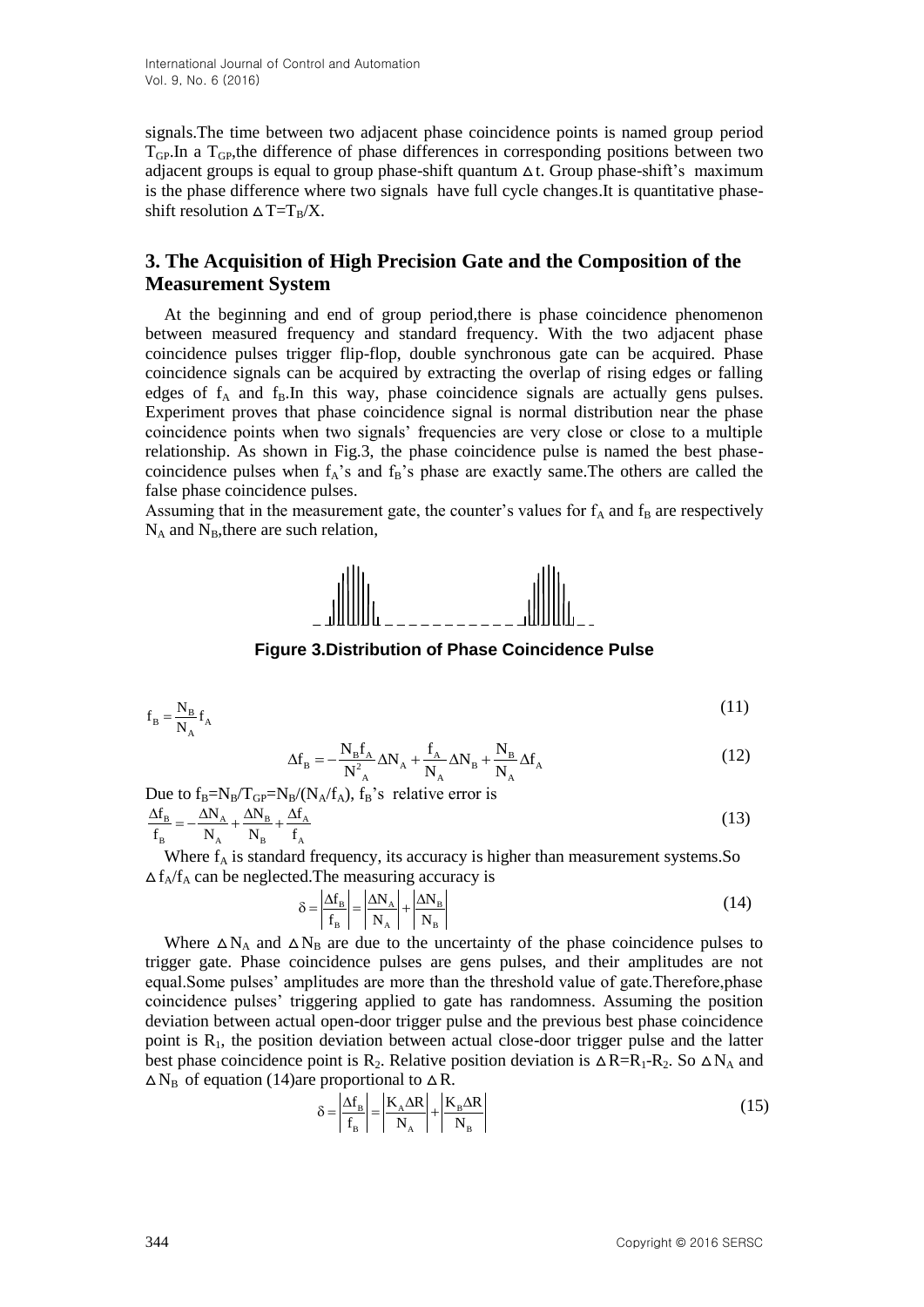signals.The time between two adjacent phase coincidence points is named group period $T_{GP}$.In a $T_{GP}$,the difference of phase differences in corresponding positions between two adjacent groups is equal to group phase-shift quantum $\Delta t$. Group phase-shift's maximum is the phase difference where two signals have full cycle changes.It is quantitative phase-shift resolution $\Delta T=T_B/X$.

## 3. The Acquisition of High Precision Gate and the Composition of the Measurement System

At the beginning and end of group period,there is phase coincidence phenomenon between measured frequency and standard frequency. With the two adjacent phase coincidence pulses trigger flip-flop, double synchronous gate can be acquired. Phase coincidence signals can be acquired by extracting the overlap of rising edges or falling edges of $f_A$ and $f_B$.In this way, phase coincidence signals are actually gens pulses. Experiment proves that phase coincidence signal is normal distribution near the phase coincidence points when two signals' frequencies are very close or close to a multiple relationship. As shown in Fig.3, the phase coincidence pulse is named the best phase-coincidence pulses when $f_A$'s and $f_B$'s phase are exactly same.The others are called the false phase coincidence pulses.

Assuming that in the measurement gate, the counter's values for $f_A$ and $f_B$ are respectively $N_A$ and $N_B$,there are such relation,

**Figure 3.Distribution of Phase Coincidence Pulse**

$$f_B = \frac{N_B}{N_A} f_A \tag{11}$$

$$\Delta f_B = -\frac{N_B f_A}{N_A^2}\Delta N_A + \frac{f_A}{N_A}\Delta N_B + \frac{N_B}{N_A}\Delta f_A \tag{12}$$

Due to $f_B=N_B/T_{GP}=N_B/(N_A/f_A)$, $f_B$'s relative error is

$$\frac{\Delta f_B}{f_B} = -\frac{\Delta N_A}{N_A} + \frac{\Delta N_B}{N_B} + \frac{\Delta f_A}{f_A} \tag{13}$$

Where $f_A$ is standard frequency, its accuracy is higher than measurement systems.So $\Delta f_A/f_A$ can be neglected.The measuring accuracy is

$$\delta = \left|\frac{\Delta f_B}{f_B}\right| = \left|\frac{\Delta N_A}{N_A}\right| + \left|\frac{\Delta N_B}{N_B}\right| \tag{14}$$

Where $\Delta N_A$ and $\Delta N_B$ are due to the uncertainty of the phase coincidence pulses to trigger gate. Phase coincidence pulses are gens pulses, and their amplitudes are not equal.Some pulses' amplitudes are more than the threshold value of gate.Therefore,phase coincidence pulses' triggering applied to gate has randomness. Assuming the position deviation between actual open-door trigger pulse and the previous best phase coincidence point is $R_1$, the position deviation between actual close-door trigger pulse and the latter best phase coincidence point is $R_2$. Relative position deviation is $\Delta R=R_1-R_2$. So $\Delta N_A$ and $\Delta N_B$ of equation (14)are proportional to $\Delta R$.

$$\delta = \left|\frac{\Delta f_B}{f_B}\right| = \left|\frac{K_A \Delta R}{N_A}\right| + \left|\frac{K_B \Delta R}{N_B}\right| \tag{15}$$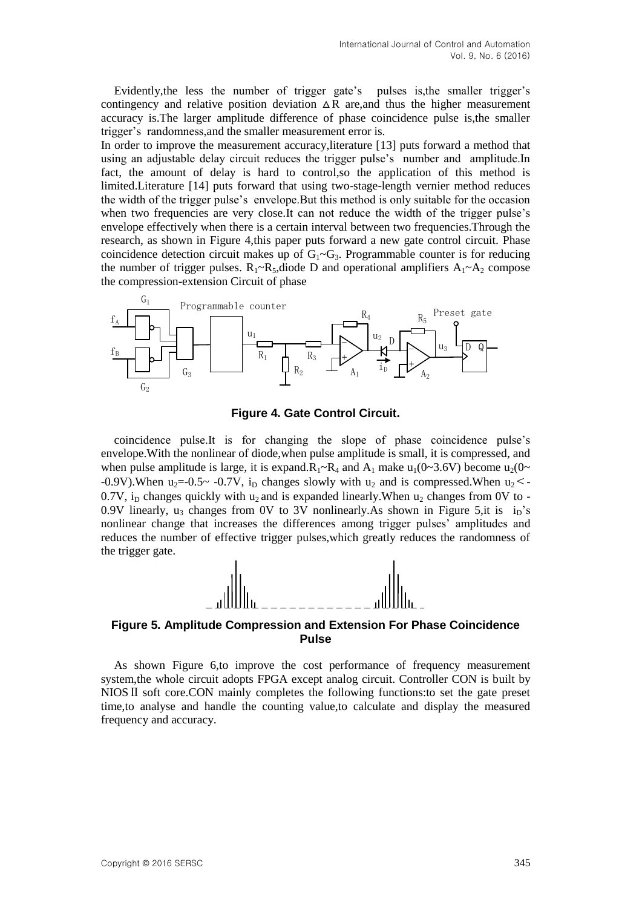Evidently,the less the number of trigger gate's pulses is,the smaller trigger's contingency and relative position deviation $\Delta R$ are,and thus the higher measurement accuracy is.The larger amplitude difference of phase coincidence pulse is,the smaller trigger's randomness,and the smaller measurement error is.

In order to improve the measurement accuracy,literature [13] puts forward a method that using an adjustable delay circuit reduces the trigger pulse's number and amplitude.In fact, the amount of delay is hard to control,so the application of this method is limited.Literature [14] puts forward that using two-stage-length vernier method reduces the width of the trigger pulse's envelope.But this method is only suitable for the occasion when two frequencies are very close.It can not reduce the width of the trigger pulse's envelope effectively when there is a certain interval between two frequencies.Through the research, as shown in Figure 4,this paper puts forward a new gate control circuit. Phase coincidence detection circuit makes up of $G_1$~$G_3$. Programmable counter is for reducing the number of trigger pulses. $R_1$~$R_5$,diode D and operational amplifiers $A_1$~$A_2$ compose the compression-extension Circuit of phase

$G_1$
$f_A$
$f_B$
$G_2$
$G_3$
Programmable counter
$u_1$
$R_1$
$R_2$
$R_3$
$R_4$
$A_1$
$u_2$
D
$i_D$
$R_5$
$A_2$
$u_3$
Preset gate
D Q

**Figure 4. Gate Control Circuit.**

coincidence pulse.It is for changing the slope of phase coincidence pulse's envelope.With the nonlinear of diode,when pulse amplitude is small, it is compressed, and when pulse amplitude is large, it is expand.$R_1$~$R_4$ and $A_1$ make $u_1$(0~3.6V) become $u_2$(0~ -0.9V).When $u_2$=-0.5~ -0.7V, $i_D$ changes slowly with $u_2$ and is compressed.When $u_2 < -0.7V$, $i_D$ changes quickly with $u_2$ and is expanded linearly.When $u_2$ changes from 0V to -0.9V linearly, $u_3$ changes from 0V to 3V nonlinearly.As shown in Figure 5,it is $i_D$'s nonlinear change that increases the differences among trigger pulses' amplitudes and reduces the number of effective trigger pulses,which greatly reduces the randomness of the trigger gate.

**Figure 5. Amplitude Compression and Extension For Phase Coincidence Pulse**

As shown Figure 6,to improve the cost performance of frequency measurement system,the whole circuit adopts FPGA except analog circuit. Controller CON is built by NIOSⅡ soft core.CON mainly completes the following functions:to set the gate preset time,to analyse and handle the counting value,to calculate and display the measured frequency and accuracy.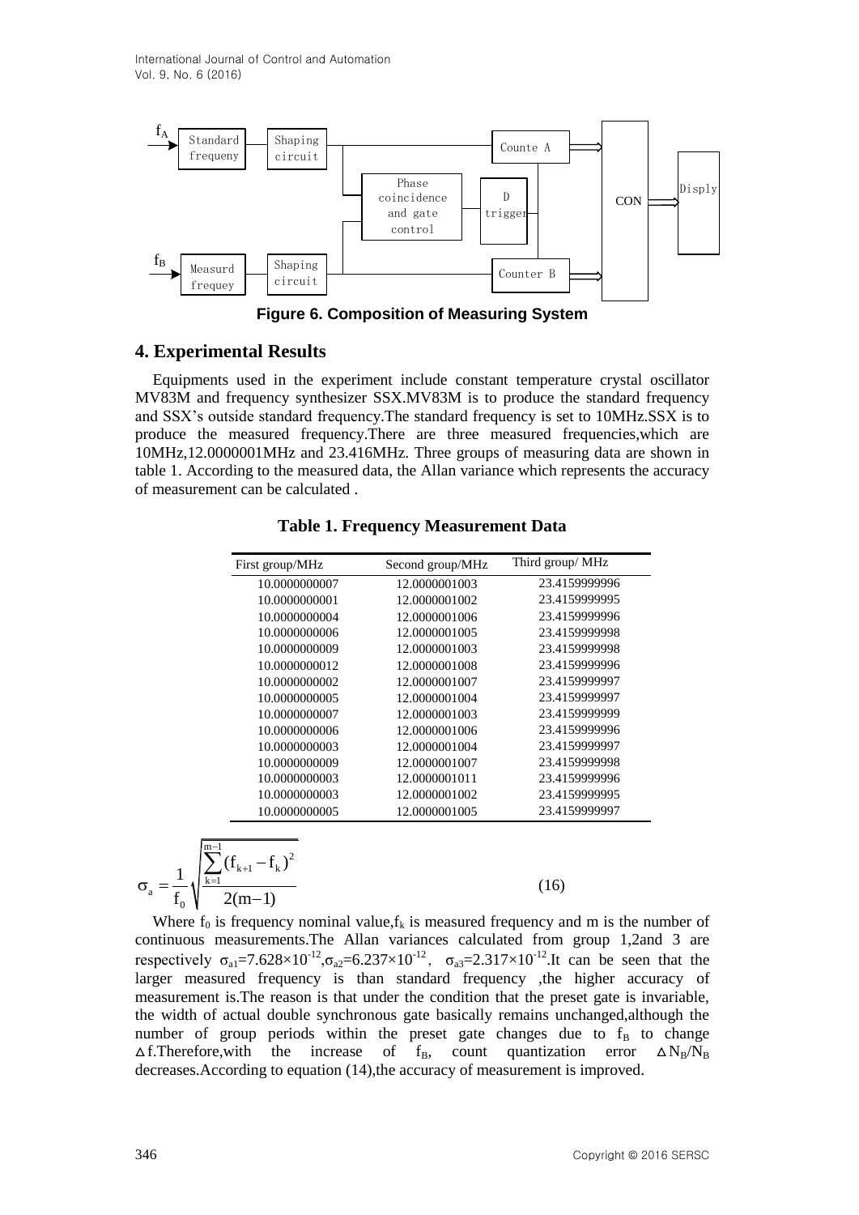$f_A$

Standard frequeny

Shaping circuit

Counte A

Phase coincidence and gate control

D trigger

CON

Disply

$f_B$

Measurd frequey

Shaping circuit

Counter B

**Figure 6. Composition of Measuring System**

## 4. Experimental Results

Equipments used in the experiment include constant temperature crystal oscillator MV83M and frequency synthesizer SSX.MV83M is to produce the standard frequency and SSX's outside standard frequency.The standard frequency is set to 10MHz.SSX is to produce the measured frequency.There are three measured frequencies,which are 10MHz,12.0000001MHz and 23.416MHz. Three groups of measuring data are shown in table 1. According to the measured data, the Allan variance which represents the accuracy of measurement can be calculated .

**Table 1. Frequency Measurement Data**

| First group/MHz | Second group/MHz | Third group/ MHz |
|---|---|---|
| 10.0000000007 | 12.0000001003 | 23.4159999996 |
| 10.0000000001 | 12.0000001002 | 23.4159999995 |
| 10.0000000004 | 12.0000001006 | 23.4159999996 |
| 10.0000000006 | 12.0000001005 | 23.4159999998 |
| 10.0000000009 | 12.0000001003 | 23.4159999998 |
| 10.0000000012 | 12.0000001008 | 23.4159999996 |
| 10.0000000002 | 12.0000001007 | 23.4159999997 |
| 10.0000000005 | 12.0000001004 | 23.4159999997 |
| 10.0000000007 | 12.0000001003 | 23.4159999999 |
| 10.0000000006 | 12.0000001006 | 23.4159999996 |
| 10.0000000003 | 12.0000001004 | 23.4159999997 |
| 10.0000000009 | 12.0000001007 | 23.4159999998 |
| 10.0000000003 | 12.0000001011 | 23.4159999996 |
| 10.0000000003 | 12.0000001002 | 23.4159999995 |
| 10.0000000005 | 12.0000001005 | 23.4159999997 |

$$\sigma_a = \frac{1}{f_0}\sqrt{\frac{\sum_{k=1}^{m-1}(f_{k+1}-f_k)^2}{2(m-1)}} \tag{16}$$

Where $f_0$ is frequency nominal value,$f_k$ is measured frequency and m is the number of continuous measurements.The Allan variances calculated from group 1,2and 3 are respectively $\sigma_{a1}=7.628\times10^{-12}$,$\sigma_{a2}=6.237\times10^{-12}$, $\sigma_{a3}=2.317\times10^{-12}$.It can be seen that the larger measured frequency is than standard frequency ,the higher accuracy of measurement is.The reason is that under the condition that the preset gate is invariable, the width of actual double synchronous gate basically remains unchanged,although the number of group periods within the preset gate changes due to $f_B$ to change $\Delta f$.Therefore,with the increase of $f_B$, count quantization error $\Delta N_B/N_B$ decreases.According to equation (14),the accuracy of measurement is improved.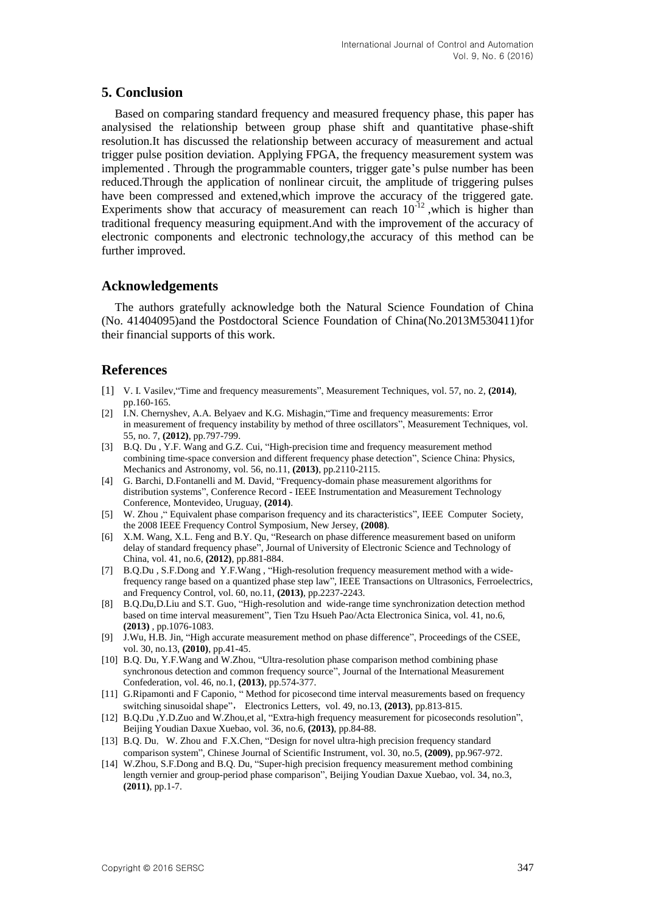## 5. Conclusion

Based on comparing standard frequency and measured frequency phase, this paper has analysised the relationship between group phase shift and quantitative phase-shift resolution.It has discussed the relationship between accuracy of measurement and actual trigger pulse position deviation. Applying FPGA, the frequency measurement system was implemented . Through the programmable counters, trigger gate's pulse number has been reduced.Through the application of nonlinear circuit, the amplitude of triggering pulses have been compressed and extened,which improve the accuracy of the triggered gate. Experiments show that accuracy of measurement can reach $10^{-12}$ ,which is higher than traditional frequency measuring equipment.And with the improvement of the accuracy of electronic components and electronic technology,the accuracy of this method can be further improved.

## Acknowledgements

The authors gratefully acknowledge both the Natural Science Foundation of China (No. 41404095)and the Postdoctoral Science Foundation of China(No.2013M530411)for their financial supports of this work.

## References

[1] V. I. Vasilev,"Time and frequency measurements", Measurement Techniques, vol. 57, no. 2, **(2014)**, pp.160-165.

[2] I.N. Chernyshev, A.A. Belyaev and K.G. Mishagin,"Time and frequency measurements: Error in measurement of frequency instability by method of three oscillators", Measurement Techniques, vol. 55, no. 7, **(2012)**, pp.797-799.

[3] B.Q. Du , Y.F. Wang and G.Z. Cui, "High-precision time and frequency measurement method combining time-space conversion and different frequency phase detection", Science China: Physics, Mechanics and Astronomy, vol. 56, no.11, **(2013)**, pp.2110-2115.

[4] G. Barchi, D.Fontanelli and M. David, "Frequency-domain phase measurement algorithms for distribution systems", Conference Record - IEEE Instrumentation and Measurement Technology Conference, Montevideo, Uruguay, **(2014)**.

[5] W. Zhou ," Equivalent phase comparison frequency and its characteristics", IEEE Computer Society, the 2008 IEEE Frequency Control Symposium, New Jersey, **(2008)**.

[6] X.M. Wang, X.L. Feng and B.Y. Qu, "Research on phase difference measurement based on uniform delay of standard frequency phase", Journal of University of Electronic Science and Technology of China, vol. 41, no.6, **(2012)**, pp.881-884.

[7] B.Q.Du , S.F.Dong and Y.F.Wang , "High-resolution frequency measurement method with a wide-frequency range based on a quantized phase step law", IEEE Transactions on Ultrasonics, Ferroelectrics, and Frequency Control, vol. 60, no.11, **(2013)**, pp.2237-2243.

[8] B.Q.Du,D.Liu and S.T. Guo, "High-resolution and wide-range time synchronization detection method based on time interval measurement", Tien Tzu Hsueh Pao/Acta Electronica Sinica, vol. 41, no.6, **(2013)** , pp.1076-1083.

[9] J.Wu, H.B. Jin, "High accurate measurement method on phase difference", Proceedings of the CSEE, vol. 30, no.13, **(2010)**, pp.41-45.

[10] B.Q. Du, Y.F.Wang and W.Zhou, "Ultra-resolution phase comparison method combining phase synchronous detection and common frequency source", Journal of the International Measurement Confederation, vol. 46, no.1, **(2013)**, pp.574-377.

[11] G.Ripamonti and F Caponio, " Method for picosecond time interval measurements based on frequency switching sinusoidal shape", Electronics Letters, vol. 49, no.13, **(2013)**, pp.813-815.

[12] B.Q.Du ,Y.D.Zuo and W.Zhou,et al, "Extra-high frequency measurement for picoseconds resolution", Beijing Youdian Daxue Xuebao, vol. 36, no.6, **(2013)**, pp.84-88.

[13] B.Q. Du, W. Zhou and F.X.Chen, "Design for novel ultra-high precision frequency standard comparison system", Chinese Journal of Scientific Instrument, vol. 30, no.5, **(2009)**, pp.967-972.

[14] W.Zhou, S.F.Dong and B.Q. Du, "Super-high precision frequency measurement method combining length vernier and group-period phase comparison", Beijing Youdian Daxue Xuebao, vol. 34, no.3, **(2011)**, pp.1-7.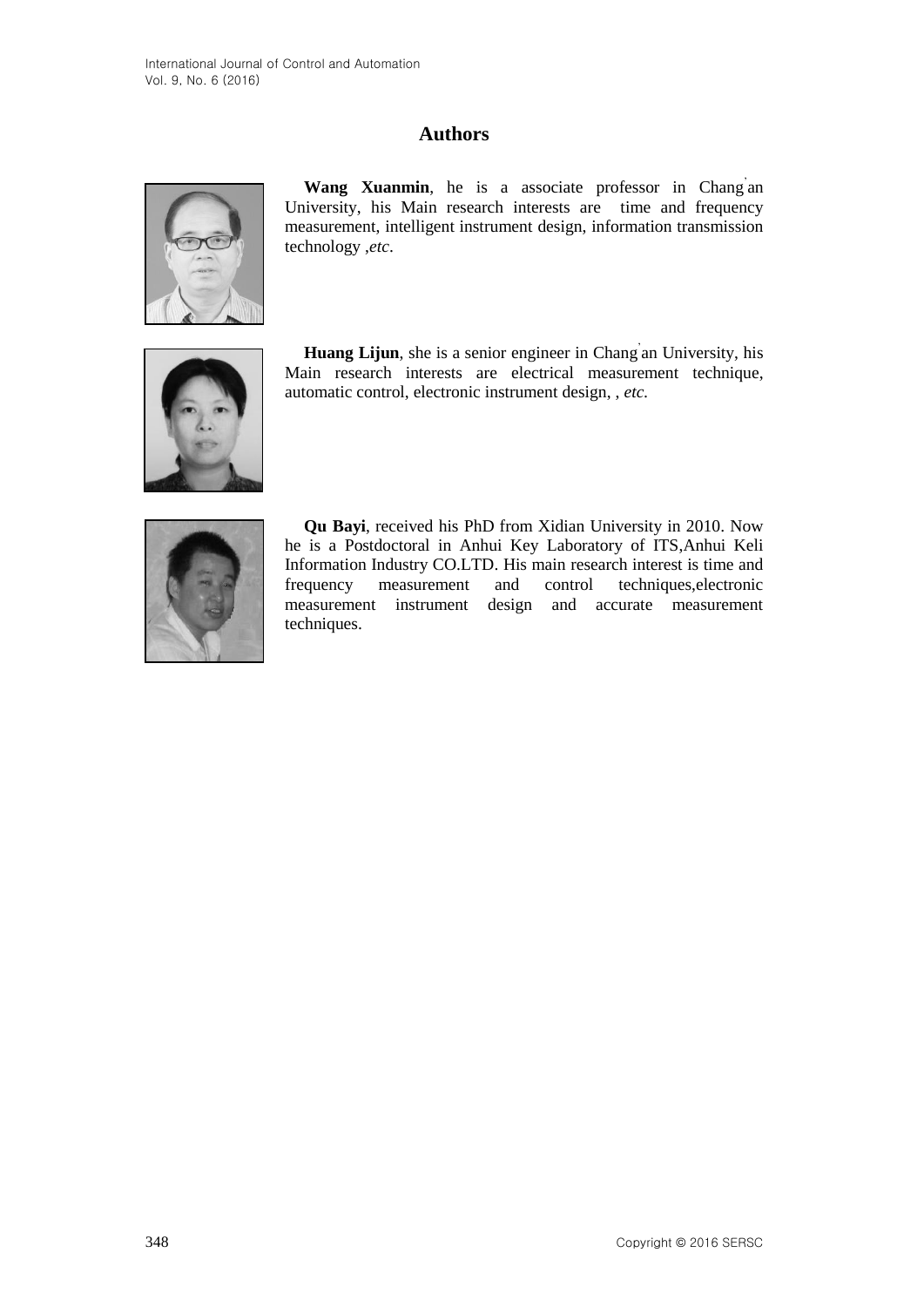# Authors

**Wang Xuanmin**, he is a associate professor in Chang'an University, his Main research interests are time and frequency measurement, intelligent instrument design, information transmission technology ,*etc*.

**Huang Lijun**, she is a senior engineer in Chang'an University, his Main research interests are electrical measurement technique, automatic control, electronic instrument design, , *etc*.

**Qu Bayi**, received his PhD from Xidian University in 2010. Now he is a Postdoctoral in Anhui Key Laboratory of ITS,Anhui Keli Information Industry CO.LTD. His main research interest is time and frequency measurement and control techniques,electronic measurement instrument design and accurate measurement techniques.